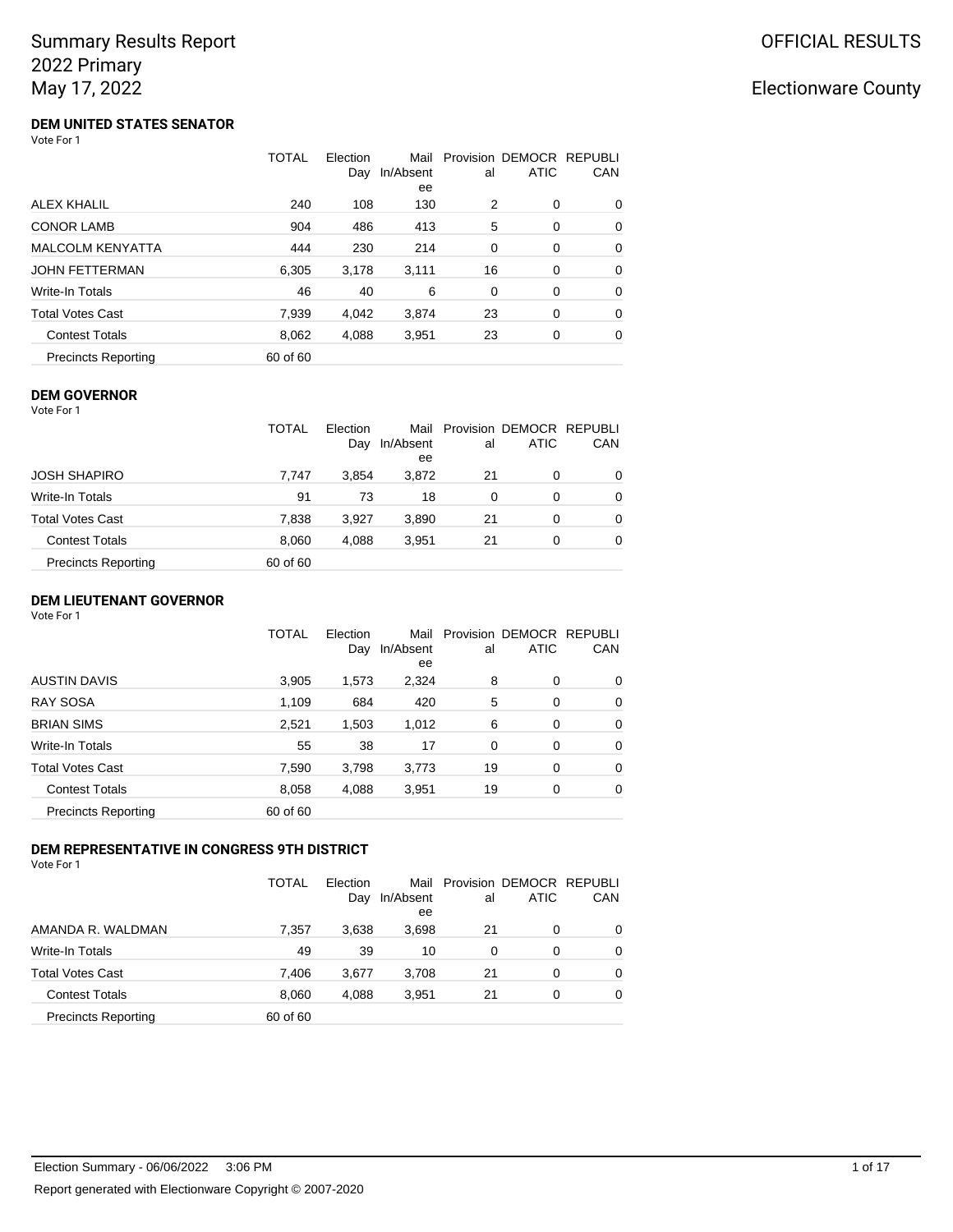# Summary Results Report
## 2022 Primary
## May 17, 2022

OFFICIAL RESULTS

Electionware County

### DEM UNITED STATES SENATOR

Vote For 1

| | TOTAL | Election Day | Mail In/Absentee | Provisional | DEMOCRATIC | REPUBLICAN |
|---|---|---|---|---|---|---|
| ALEX KHALIL | 240 | 108 | 130 | 2 | 0 | 0 |
| CONOR LAMB | 904 | 486 | 413 | 5 | 0 | 0 |
| MALCOLM KENYATTA | 444 | 230 | 214 | 0 | 0 | 0 |
| JOHN FETTERMAN | 6,305 | 3,178 | 3,111 | 16 | 0 | 0 |
| Write-In Totals | 46 | 40 | 6 | 0 | 0 | 0 |
| Total Votes Cast | 7,939 | 4,042 | 3,874 | 23 | 0 | 0 |
| Contest Totals | 8,062 | 4,088 | 3,951 | 23 | 0 | 0 |
| Precincts Reporting | 60 of 60 | | | | | |

### DEM GOVERNOR

Vote For 1

| | TOTAL | Election Day | Mail In/Absentee | Provisional | DEMOCRATIC | REPUBLICAN |
|---|---|---|---|---|---|---|
| JOSH SHAPIRO | 7,747 | 3,854 | 3,872 | 21 | 0 | 0 |
| Write-In Totals | 91 | 73 | 18 | 0 | 0 | 0 |
| Total Votes Cast | 7,838 | 3,927 | 3,890 | 21 | 0 | 0 |
| Contest Totals | 8,060 | 4,088 | 3,951 | 21 | 0 | 0 |
| Precincts Reporting | 60 of 60 | | | | | |

### DEM LIEUTENANT GOVERNOR

Vote For 1

| | TOTAL | Election Day | Mail In/Absentee | Provisional | DEMOCRATIC | REPUBLICAN |
|---|---|---|---|---|---|---|
| AUSTIN DAVIS | 3,905 | 1,573 | 2,324 | 8 | 0 | 0 |
| RAY SOSA | 1,109 | 684 | 420 | 5 | 0 | 0 |
| BRIAN SIMS | 2,521 | 1,503 | 1,012 | 6 | 0 | 0 |
| Write-In Totals | 55 | 38 | 17 | 0 | 0 | 0 |
| Total Votes Cast | 7,590 | 3,798 | 3,773 | 19 | 0 | 0 |
| Contest Totals | 8,058 | 4,088 | 3,951 | 19 | 0 | 0 |
| Precincts Reporting | 60 of 60 | | | | | |

### DEM REPRESENTATIVE IN CONGRESS 9TH DISTRICT

Vote For 1

| | TOTAL | Election Day | Mail In/Absentee | Provisional | DEMOCRATIC | REPUBLICAN |
|---|---|---|---|---|---|---|
| AMANDA R. WALDMAN | 7,357 | 3,638 | 3,698 | 21 | 0 | 0 |
| Write-In Totals | 49 | 39 | 10 | 0 | 0 | 0 |
| Total Votes Cast | 7,406 | 3,677 | 3,708 | 21 | 0 | 0 |
| Contest Totals | 8,060 | 4,088 | 3,951 | 21 | 0 | 0 |
| Precincts Reporting | 60 of 60 | | | | | |

Election Summary - 06/06/2022 3:06 PM

Report generated with Electionware Copyright © 2007-2020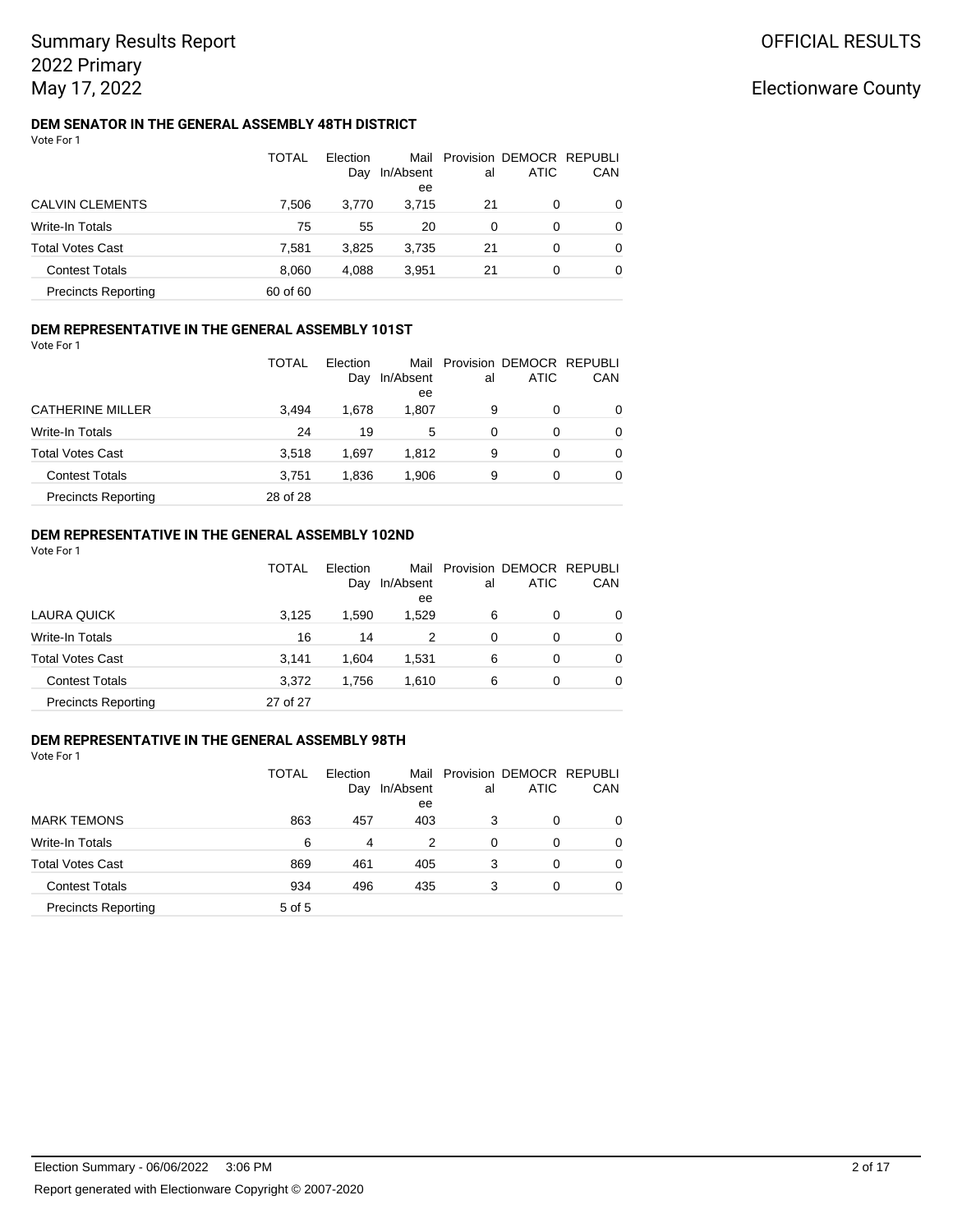# Summary Results Report
# 2022 Primary
# May 17, 2022

OFFICIAL RESULTS

Electionware County

### DEM SENATOR IN THE GENERAL ASSEMBLY 48TH DISTRICT

Vote For 1

| | TOTAL | Election Day | Mail In/Absentee | Provisional | DEMOCRATIC | REPUBLICAN |
|---|---|---|---|---|---|---|
| CALVIN CLEMENTS | 7,506 | 3,770 | 3,715 | 21 | 0 | 0 |
| Write-In Totals | 75 | 55 | 20 | 0 | 0 | 0 |
| Total Votes Cast | 7,581 | 3,825 | 3,735 | 21 | 0 | 0 |
| Contest Totals | 8,060 | 4,088 | 3,951 | 21 | 0 | 0 |
| Precincts Reporting | 60 of 60 | | | | | |

### DEM REPRESENTATIVE IN THE GENERAL ASSEMBLY 101ST

Vote For 1

| | TOTAL | Election Day | Mail In/Absentee | Provisional | DEMOCRATIC | REPUBLICAN |
|---|---|---|---|---|---|---|
| CATHERINE MILLER | 3,494 | 1,678 | 1,807 | 9 | 0 | 0 |
| Write-In Totals | 24 | 19 | 5 | 0 | 0 | 0 |
| Total Votes Cast | 3,518 | 1,697 | 1,812 | 9 | 0 | 0 |
| Contest Totals | 3,751 | 1,836 | 1,906 | 9 | 0 | 0 |
| Precincts Reporting | 28 of 28 | | | | | |

### DEM REPRESENTATIVE IN THE GENERAL ASSEMBLY 102ND

Vote For 1

| | TOTAL | Election Day | Mail In/Absentee | Provisional | DEMOCRATIC | REPUBLICAN |
|---|---|---|---|---|---|---|
| LAURA QUICK | 3,125 | 1,590 | 1,529 | 6 | 0 | 0 |
| Write-In Totals | 16 | 14 | 2 | 0 | 0 | 0 |
| Total Votes Cast | 3,141 | 1,604 | 1,531 | 6 | 0 | 0 |
| Contest Totals | 3,372 | 1,756 | 1,610 | 6 | 0 | 0 |
| Precincts Reporting | 27 of 27 | | | | | |

### DEM REPRESENTATIVE IN THE GENERAL ASSEMBLY 98TH

Vote For 1

| | TOTAL | Election Day | Mail In/Absentee | Provisional | DEMOCRATIC | REPUBLICAN |
|---|---|---|---|---|---|---|
| MARK TEMONS | 863 | 457 | 403 | 3 | 0 | 0 |
| Write-In Totals | 6 | 4 | 2 | 0 | 0 | 0 |
| Total Votes Cast | 869 | 461 | 405 | 3 | 0 | 0 |
| Contest Totals | 934 | 496 | 435 | 3 | 0 | 0 |
| Precincts Reporting | 5 of 5 | | | | | |

Election Summary - 06/06/2022 3:06 PM

Report generated with Electionware Copyright © 2007-2020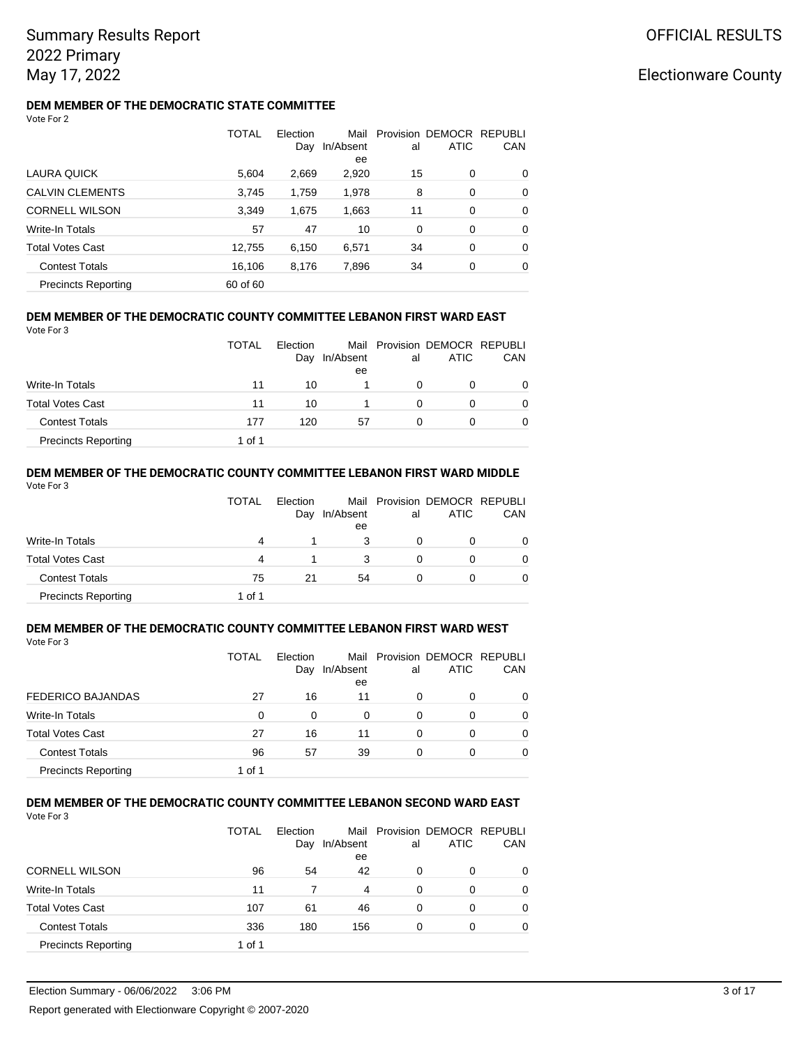## DEM MEMBER OF THE DEMOCRATIC STATE COMMITTEE

Vote For 2

| | TOTAL | Election Day | Mail In/Absentee | Provisional | DEMOCRATIC | REPUBLICAN |
|---|---|---|---|---|---|---|
| LAURA QUICK | 5,604 | 2,669 | 2,920 | 15 | 0 | 0 |
| CALVIN CLEMENTS | 3,745 | 1,759 | 1,978 | 8 | 0 | 0 |
| CORNELL WILSON | 3,349 | 1,675 | 1,663 | 11 | 0 | 0 |
| Write-In Totals | 57 | 47 | 10 | 0 | 0 | 0 |
| Total Votes Cast | 12,755 | 6,150 | 6,571 | 34 | 0 | 0 |
| Contest Totals | 16,106 | 8,176 | 7,896 | 34 | 0 | 0 |
| Precincts Reporting | 60 of 60 | | | | | |

## DEM MEMBER OF THE DEMOCRATIC COUNTY COMMITTEE LEBANON FIRST WARD EAST

Vote For 3

| | TOTAL | Election Day | Mail In/Absentee | Provisional | DEMOCRATIC | REPUBLICAN |
|---|---|---|---|---|---|---|
| Write-In Totals | 11 | 10 | 1 | 0 | 0 | 0 |
| Total Votes Cast | 11 | 10 | 1 | 0 | 0 | 0 |
| Contest Totals | 177 | 120 | 57 | 0 | 0 | 0 |
| Precincts Reporting | 1 of 1 | | | | | |

## DEM MEMBER OF THE DEMOCRATIC COUNTY COMMITTEE LEBANON FIRST WARD MIDDLE

Vote For 3

| | TOTAL | Election Day | Mail In/Absentee | Provisional | DEMOCRATIC | REPUBLICAN |
|---|---|---|---|---|---|---|
| Write-In Totals | 4 | 1 | 3 | 0 | 0 | 0 |
| Total Votes Cast | 4 | 1 | 3 | 0 | 0 | 0 |
| Contest Totals | 75 | 21 | 54 | 0 | 0 | 0 |
| Precincts Reporting | 1 of 1 | | | | | |

## DEM MEMBER OF THE DEMOCRATIC COUNTY COMMITTEE LEBANON FIRST WARD WEST

Vote For 3

| | TOTAL | Election Day | Mail In/Absentee | Provisional | DEMOCRATIC | REPUBLICAN |
|---|---|---|---|---|---|---|
| FEDERICO BAJANDAS | 27 | 16 | 11 | 0 | 0 | 0 |
| Write-In Totals | 0 | 0 | 0 | 0 | 0 | 0 |
| Total Votes Cast | 27 | 16 | 11 | 0 | 0 | 0 |
| Contest Totals | 96 | 57 | 39 | 0 | 0 | 0 |
| Precincts Reporting | 1 of 1 | | | | | |

## DEM MEMBER OF THE DEMOCRATIC COUNTY COMMITTEE LEBANON SECOND WARD EAST

Vote For 3

| | TOTAL | Election Day | Mail In/Absentee | Provisional | DEMOCRATIC | REPUBLICAN |
|---|---|---|---|---|---|---|
| CORNELL WILSON | 96 | 54 | 42 | 0 | 0 | 0 |
| Write-In Totals | 11 | 7 | 4 | 0 | 0 | 0 |
| Total Votes Cast | 107 | 61 | 46 | 0 | 0 | 0 |
| Contest Totals | 336 | 180 | 156 | 0 | 0 | 0 |
| Precincts Reporting | 1 of 1 | | | | | |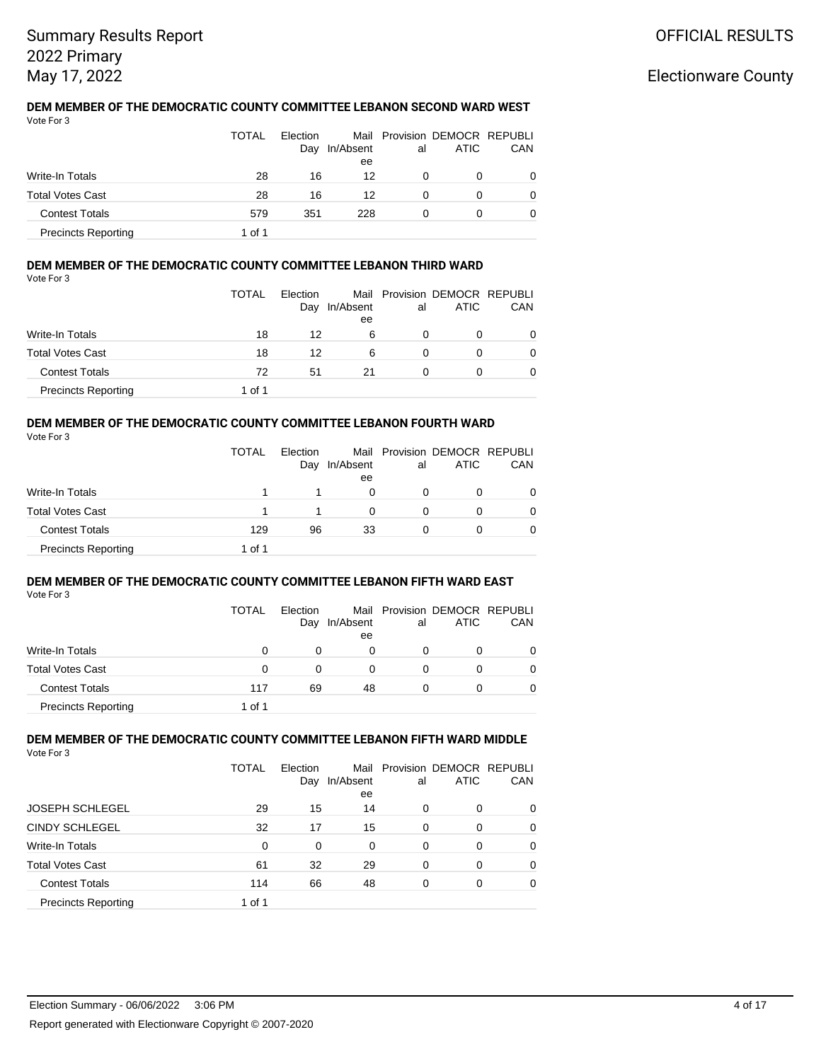# Summary Results Report
# 2022 Primary
# May 17, 2022

OFFICIAL RESULTS

Electionware County

### DEM MEMBER OF THE DEMOCRATIC COUNTY COMMITTEE LEBANON SECOND WARD WEST

Vote For 3

| | TOTAL | Election Day | Mail In/Absentee | Provisional | DEMOCRATIC | REPUBLICAN |
|---|---|---|---|---|---|---|
| Write-In Totals | 28 | 16 | 12 | 0 | 0 | 0 |
| Total Votes Cast | 28 | 16 | 12 | 0 | 0 | 0 |
| Contest Totals | 579 | 351 | 228 | 0 | 0 | 0 |
| Precincts Reporting | 1 of 1 | | | | | |

### DEM MEMBER OF THE DEMOCRATIC COUNTY COMMITTEE LEBANON THIRD WARD

Vote For 3

| | TOTAL | Election Day | Mail In/Absentee | Provisional | DEMOCRATIC | REPUBLICAN |
|---|---|---|---|---|---|---|
| Write-In Totals | 18 | 12 | 6 | 0 | 0 | 0 |
| Total Votes Cast | 18 | 12 | 6 | 0 | 0 | 0 |
| Contest Totals | 72 | 51 | 21 | 0 | 0 | 0 |
| Precincts Reporting | 1 of 1 | | | | | |

### DEM MEMBER OF THE DEMOCRATIC COUNTY COMMITTEE LEBANON FOURTH WARD

Vote For 3

| | TOTAL | Election Day | Mail In/Absentee | Provisional | DEMOCRATIC | REPUBLICAN |
|---|---|---|---|---|---|---|
| Write-In Totals | 1 | 1 | 0 | 0 | 0 | 0 |
| Total Votes Cast | 1 | 1 | 0 | 0 | 0 | 0 |
| Contest Totals | 129 | 96 | 33 | 0 | 0 | 0 |
| Precincts Reporting | 1 of 1 | | | | | |

### DEM MEMBER OF THE DEMOCRATIC COUNTY COMMITTEE LEBANON FIFTH WARD EAST

Vote For 3

| | TOTAL | Election Day | Mail In/Absentee | Provisional | DEMOCRATIC | REPUBLICAN |
|---|---|---|---|---|---|---|
| Write-In Totals | 0 | 0 | 0 | 0 | 0 | 0 |
| Total Votes Cast | 0 | 0 | 0 | 0 | 0 | 0 |
| Contest Totals | 117 | 69 | 48 | 0 | 0 | 0 |
| Precincts Reporting | 1 of 1 | | | | | |

### DEM MEMBER OF THE DEMOCRATIC COUNTY COMMITTEE LEBANON FIFTH WARD MIDDLE

Vote For 3

| | TOTAL | Election Day | Mail In/Absentee | Provisional | DEMOCRATIC | REPUBLICAN |
|---|---|---|---|---|---|---|
| JOSEPH SCHLEGEL | 29 | 15 | 14 | 0 | 0 | 0 |
| CINDY SCHLEGEL | 32 | 17 | 15 | 0 | 0 | 0 |
| Write-In Totals | 0 | 0 | 0 | 0 | 0 | 0 |
| Total Votes Cast | 61 | 32 | 29 | 0 | 0 | 0 |
| Contest Totals | 114 | 66 | 48 | 0 | 0 | 0 |
| Precincts Reporting | 1 of 1 | | | | | |

Election Summary - 06/06/2022 3:06 PM

Report generated with Electionware Copyright © 2007-2020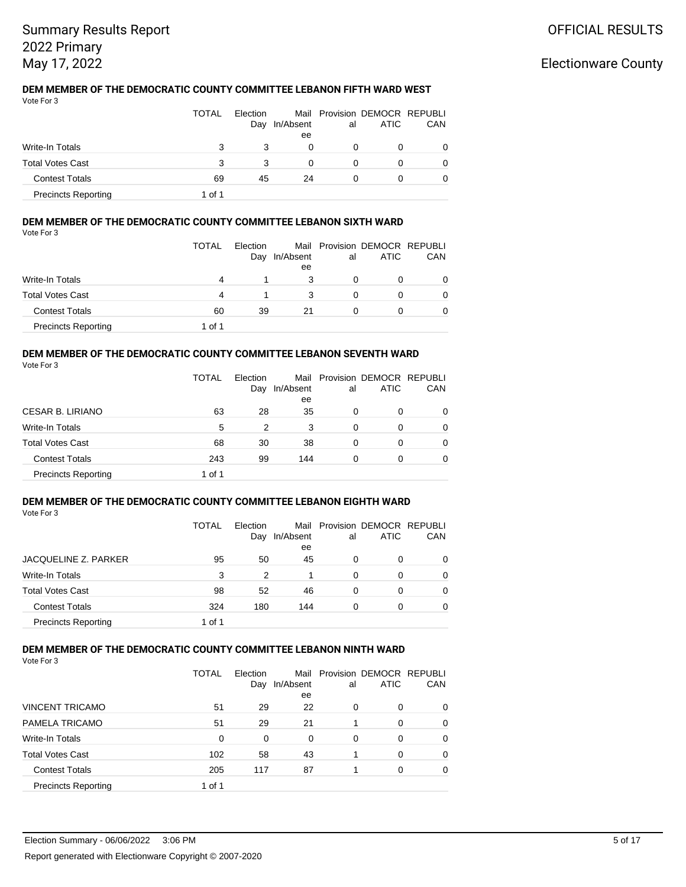# Summary Results Report
# 2022 Primary
# May 17, 2022

OFFICIAL RESULTS

Electionware County

### DEM MEMBER OF THE DEMOCRATIC COUNTY COMMITTEE LEBANON FIFTH WARD WEST

Vote For 3

| | TOTAL | Election Day | Mail In/Absentee | Provisional | DEMOCRATIC | REPUBLICAN |
|---|---|---|---|---|---|---|
| Write-In Totals | 3 | 3 | 0 | 0 | 0 | 0 |
| Total Votes Cast | 3 | 3 | 0 | 0 | 0 | 0 |
| Contest Totals | 69 | 45 | 24 | 0 | 0 | 0 |
| Precincts Reporting | 1 of 1 | | | | | |

### DEM MEMBER OF THE DEMOCRATIC COUNTY COMMITTEE LEBANON SIXTH WARD

Vote For 3

| | TOTAL | Election Day | Mail In/Absentee | Provisional | DEMOCRATIC | REPUBLICAN |
|---|---|---|---|---|---|---|
| Write-In Totals | 4 | 1 | 3 | 0 | 0 | 0 |
| Total Votes Cast | 4 | 1 | 3 | 0 | 0 | 0 |
| Contest Totals | 60 | 39 | 21 | 0 | 0 | 0 |
| Precincts Reporting | 1 of 1 | | | | | |

### DEM MEMBER OF THE DEMOCRATIC COUNTY COMMITTEE LEBANON SEVENTH WARD

Vote For 3

| | TOTAL | Election Day | Mail In/Absentee | Provisional | DEMOCRATIC | REPUBLICAN |
|---|---|---|---|---|---|---|
| CESAR B. LIRIANO | 63 | 28 | 35 | 0 | 0 | 0 |
| Write-In Totals | 5 | 2 | 3 | 0 | 0 | 0 |
| Total Votes Cast | 68 | 30 | 38 | 0 | 0 | 0 |
| Contest Totals | 243 | 99 | 144 | 0 | 0 | 0 |
| Precincts Reporting | 1 of 1 | | | | | |

### DEM MEMBER OF THE DEMOCRATIC COUNTY COMMITTEE LEBANON EIGHTH WARD

Vote For 3

| | TOTAL | Election Day | Mail In/Absentee | Provisional | DEMOCRATIC | REPUBLICAN |
|---|---|---|---|---|---|---|
| JACQUELINE Z. PARKER | 95 | 50 | 45 | 0 | 0 | 0 |
| Write-In Totals | 3 | 2 | 1 | 0 | 0 | 0 |
| Total Votes Cast | 98 | 52 | 46 | 0 | 0 | 0 |
| Contest Totals | 324 | 180 | 144 | 0 | 0 | 0 |
| Precincts Reporting | 1 of 1 | | | | | |

### DEM MEMBER OF THE DEMOCRATIC COUNTY COMMITTEE LEBANON NINTH WARD

Vote For 3

| | TOTAL | Election Day | Mail In/Absentee | Provisional | DEMOCRATIC | REPUBLICAN |
|---|---|---|---|---|---|---|
| VINCENT TRICAMO | 51 | 29 | 22 | 0 | 0 | 0 |
| PAMELA TRICAMO | 51 | 29 | 21 | 1 | 0 | 0 |
| Write-In Totals | 0 | 0 | 0 | 0 | 0 | 0 |
| Total Votes Cast | 102 | 58 | 43 | 1 | 0 | 0 |
| Contest Totals | 205 | 117 | 87 | 1 | 0 | 0 |
| Precincts Reporting | 1 of 1 | | | | | |

Election Summary - 06/06/2022 3:06 PM

Report generated with Electionware Copyright © 2007-2020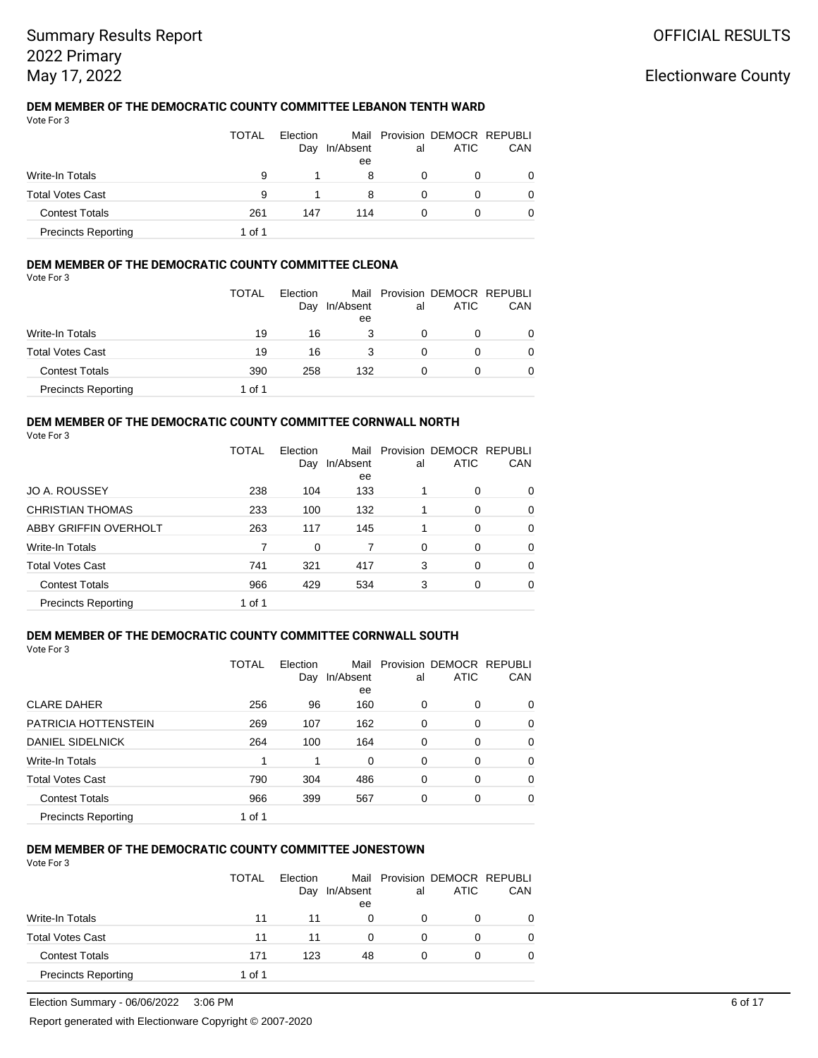## DEM MEMBER OF THE DEMOCRATIC COUNTY COMMITTEE LEBANON TENTH WARD

Vote For 3

| | TOTAL | Election Day | Mail In/Absentee | Provisional | DEMOCRATIC | REPUBLICAN |
|---|---|---|---|---|---|---|
| Write-In Totals | 9 | 1 | 8 | 0 | 0 | 0 |
| Total Votes Cast | 9 | 1 | 8 | 0 | 0 | 0 |
| Contest Totals | 261 | 147 | 114 | 0 | 0 | 0 |
| Precincts Reporting | 1 of 1 | | | | | |

## DEM MEMBER OF THE DEMOCRATIC COUNTY COMMITTEE CLEONA

Vote For 3

| | TOTAL | Election Day | Mail In/Absentee | Provisional | DEMOCRATIC | REPUBLICAN |
|---|---|---|---|---|---|---|
| Write-In Totals | 19 | 16 | 3 | 0 | 0 | 0 |
| Total Votes Cast | 19 | 16 | 3 | 0 | 0 | 0 |
| Contest Totals | 390 | 258 | 132 | 0 | 0 | 0 |
| Precincts Reporting | 1 of 1 | | | | | |

## DEM MEMBER OF THE DEMOCRATIC COUNTY COMMITTEE CORNWALL NORTH

Vote For 3

| | TOTAL | Election Day | Mail In/Absentee | Provisional | DEMOCRATIC | REPUBLICAN |
|---|---|---|---|---|---|---|
| JO A. ROUSSEY | 238 | 104 | 133 | 1 | 0 | 0 |
| CHRISTIAN THOMAS | 233 | 100 | 132 | 1 | 0 | 0 |
| ABBY GRIFFIN OVERHOLT | 263 | 117 | 145 | 1 | 0 | 0 |
| Write-In Totals | 7 | 0 | 7 | 0 | 0 | 0 |
| Total Votes Cast | 741 | 321 | 417 | 3 | 0 | 0 |
| Contest Totals | 966 | 429 | 534 | 3 | 0 | 0 |
| Precincts Reporting | 1 of 1 | | | | | |

## DEM MEMBER OF THE DEMOCRATIC COUNTY COMMITTEE CORNWALL SOUTH

Vote For 3

| | TOTAL | Election Day | Mail In/Absentee | Provisional | DEMOCRATIC | REPUBLICAN |
|---|---|---|---|---|---|---|
| CLARE DAHER | 256 | 96 | 160 | 0 | 0 | 0 |
| PATRICIA HOTTENSTEIN | 269 | 107 | 162 | 0 | 0 | 0 |
| DANIEL SIDELNICK | 264 | 100 | 164 | 0 | 0 | 0 |
| Write-In Totals | 1 | 1 | 0 | 0 | 0 | 0 |
| Total Votes Cast | 790 | 304 | 486 | 0 | 0 | 0 |
| Contest Totals | 966 | 399 | 567 | 0 | 0 | 0 |
| Precincts Reporting | 1 of 1 | | | | | |

## DEM MEMBER OF THE DEMOCRATIC COUNTY COMMITTEE JONESTOWN

Vote For 3

| | TOTAL | Election Day | Mail In/Absentee | Provisional | DEMOCRATIC | REPUBLICAN |
|---|---|---|---|---|---|---|
| Write-In Totals | 11 | 11 | 0 | 0 | 0 | 0 |
| Total Votes Cast | 11 | 11 | 0 | 0 | 0 | 0 |
| Contest Totals | 171 | 123 | 48 | 0 | 0 | 0 |
| Precincts Reporting | 1 of 1 | | | | | |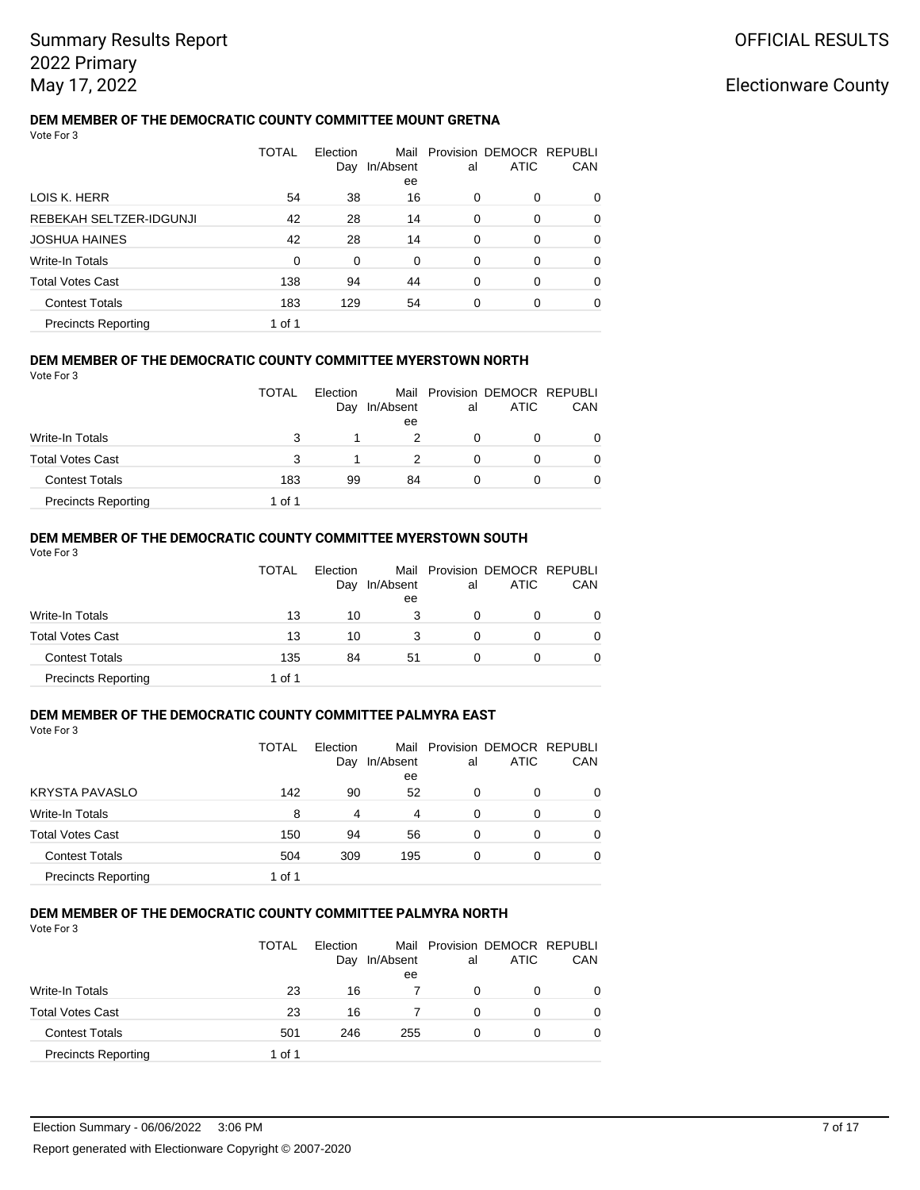# Summary Results Report
# 2022 Primary
# May 17, 2022

OFFICIAL RESULTS

Electionware County

### DEM MEMBER OF THE DEMOCRATIC COUNTY COMMITTEE MOUNT GRETNA

Vote For 3

| | TOTAL | Election Day | Mail In/Absentee | Provisional | DEMOCRATIC | REPUBLICAN |
|---|---|---|---|---|---|---|
| LOIS K. HERR | 54 | 38 | 16 | 0 | 0 | 0 |
| REBEKAH SELTZER-IDGUNJI | 42 | 28 | 14 | 0 | 0 | 0 |
| JOSHUA HAINES | 42 | 28 | 14 | 0 | 0 | 0 |
| Write-In Totals | 0 | 0 | 0 | 0 | 0 | 0 |
| Total Votes Cast | 138 | 94 | 44 | 0 | 0 | 0 |
| Contest Totals | 183 | 129 | 54 | 0 | 0 | 0 |
| Precincts Reporting | 1 of 1 | | | | | |

### DEM MEMBER OF THE DEMOCRATIC COUNTY COMMITTEE MYERSTOWN NORTH

Vote For 3

| | TOTAL | Election Day | Mail In/Absentee | Provisional | DEMOCRATIC | REPUBLICAN |
|---|---|---|---|---|---|---|
| Write-In Totals | 3 | 1 | 2 | 0 | 0 | 0 |
| Total Votes Cast | 3 | 1 | 2 | 0 | 0 | 0 |
| Contest Totals | 183 | 99 | 84 | 0 | 0 | 0 |
| Precincts Reporting | 1 of 1 | | | | | |

### DEM MEMBER OF THE DEMOCRATIC COUNTY COMMITTEE MYERSTOWN SOUTH

Vote For 3

| | TOTAL | Election Day | Mail In/Absentee | Provisional | DEMOCRATIC | REPUBLICAN |
|---|---|---|---|---|---|---|
| Write-In Totals | 13 | 10 | 3 | 0 | 0 | 0 |
| Total Votes Cast | 13 | 10 | 3 | 0 | 0 | 0 |
| Contest Totals | 135 | 84 | 51 | 0 | 0 | 0 |
| Precincts Reporting | 1 of 1 | | | | | |

### DEM MEMBER OF THE DEMOCRATIC COUNTY COMMITTEE PALMYRA EAST

Vote For 3

| | TOTAL | Election Day | Mail In/Absentee | Provisional | DEMOCRATIC | REPUBLICAN |
|---|---|---|---|---|---|---|
| KRYSTA PAVASLO | 142 | 90 | 52 | 0 | 0 | 0 |
| Write-In Totals | 8 | 4 | 4 | 0 | 0 | 0 |
| Total Votes Cast | 150 | 94 | 56 | 0 | 0 | 0 |
| Contest Totals | 504 | 309 | 195 | 0 | 0 | 0 |
| Precincts Reporting | 1 of 1 | | | | | |

### DEM MEMBER OF THE DEMOCRATIC COUNTY COMMITTEE PALMYRA NORTH

Vote For 3

| | TOTAL | Election Day | Mail In/Absentee | Provisional | DEMOCRATIC | REPUBLICAN |
|---|---|---|---|---|---|---|
| Write-In Totals | 23 | 16 | 7 | 0 | 0 | 0 |
| Total Votes Cast | 23 | 16 | 7 | 0 | 0 | 0 |
| Contest Totals | 501 | 246 | 255 | 0 | 0 | 0 |
| Precincts Reporting | 1 of 1 | | | | | |

Election Summary - 06/06/2022 3:06 PM

Report generated with Electionware Copyright © 2007-2020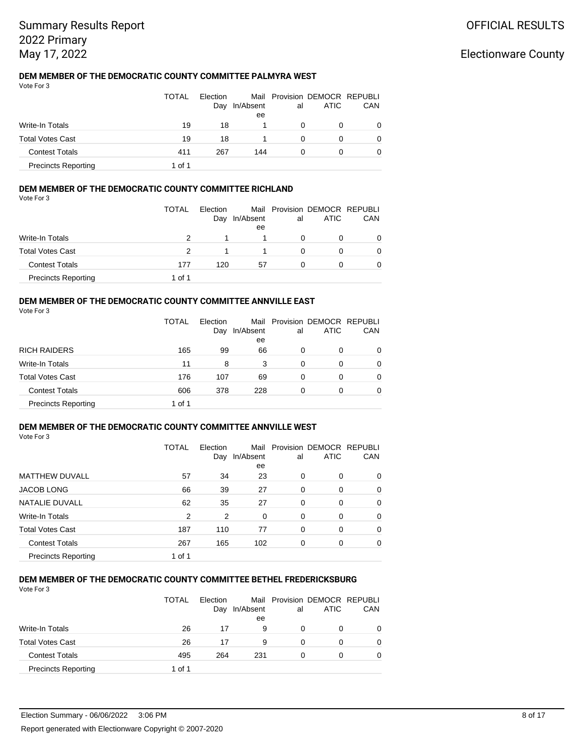# Summary Results Report
# 2022 Primary
# May 17, 2022

OFFICIAL RESULTS

Electionware County

### DEM MEMBER OF THE DEMOCRATIC COUNTY COMMITTEE PALMYRA WEST

Vote For 3

| | TOTAL | Election Day | Mail In/Absentee | Provisional | DEMOCRATIC | REPUBLICAN |
|---|---|---|---|---|---|---|
| Write-In Totals | 19 | 18 | 1 | 0 | 0 | 0 |
| Total Votes Cast | 19 | 18 | 1 | 0 | 0 | 0 |
| Contest Totals | 411 | 267 | 144 | 0 | 0 | 0 |
| Precincts Reporting | 1 of 1 | | | | | |

### DEM MEMBER OF THE DEMOCRATIC COUNTY COMMITTEE RICHLAND

Vote For 3

| | TOTAL | Election Day | Mail In/Absentee | Provisional | DEMOCRATIC | REPUBLICAN |
|---|---|---|---|---|---|---|
| Write-In Totals | 2 | 1 | 1 | 0 | 0 | 0 |
| Total Votes Cast | 2 | 1 | 1 | 0 | 0 | 0 |
| Contest Totals | 177 | 120 | 57 | 0 | 0 | 0 |
| Precincts Reporting | 1 of 1 | | | | | |

### DEM MEMBER OF THE DEMOCRATIC COUNTY COMMITTEE ANNVILLE EAST

Vote For 3

| | TOTAL | Election Day | Mail In/Absentee | Provisional | DEMOCRATIC | REPUBLICAN |
|---|---|---|---|---|---|---|
| RICH RAIDERS | 165 | 99 | 66 | 0 | 0 | 0 |
| Write-In Totals | 11 | 8 | 3 | 0 | 0 | 0 |
| Total Votes Cast | 176 | 107 | 69 | 0 | 0 | 0 |
| Contest Totals | 606 | 378 | 228 | 0 | 0 | 0 |
| Precincts Reporting | 1 of 1 | | | | | |

### DEM MEMBER OF THE DEMOCRATIC COUNTY COMMITTEE ANNVILLE WEST

Vote For 3

| | TOTAL | Election Day | Mail In/Absentee | Provisional | DEMOCRATIC | REPUBLICAN |
|---|---|---|---|---|---|---|
| MATTHEW DUVALL | 57 | 34 | 23 | 0 | 0 | 0 |
| JACOB LONG | 66 | 39 | 27 | 0 | 0 | 0 |
| NATALIE DUVALL | 62 | 35 | 27 | 0 | 0 | 0 |
| Write-In Totals | 2 | 2 | 0 | 0 | 0 | 0 |
| Total Votes Cast | 187 | 110 | 77 | 0 | 0 | 0 |
| Contest Totals | 267 | 165 | 102 | 0 | 0 | 0 |
| Precincts Reporting | 1 of 1 | | | | | |

### DEM MEMBER OF THE DEMOCRATIC COUNTY COMMITTEE BETHEL FREDERICKSBURG

Vote For 3

| | TOTAL | Election Day | Mail In/Absentee | Provisional | DEMOCRATIC | REPUBLICAN |
|---|---|---|---|---|---|---|
| Write-In Totals | 26 | 17 | 9 | 0 | 0 | 0 |
| Total Votes Cast | 26 | 17 | 9 | 0 | 0 | 0 |
| Contest Totals | 495 | 264 | 231 | 0 | 0 | 0 |
| Precincts Reporting | 1 of 1 | | | | | |

Election Summary - 06/06/2022 3:06 PM

Report generated with Electionware Copyright © 2007-2020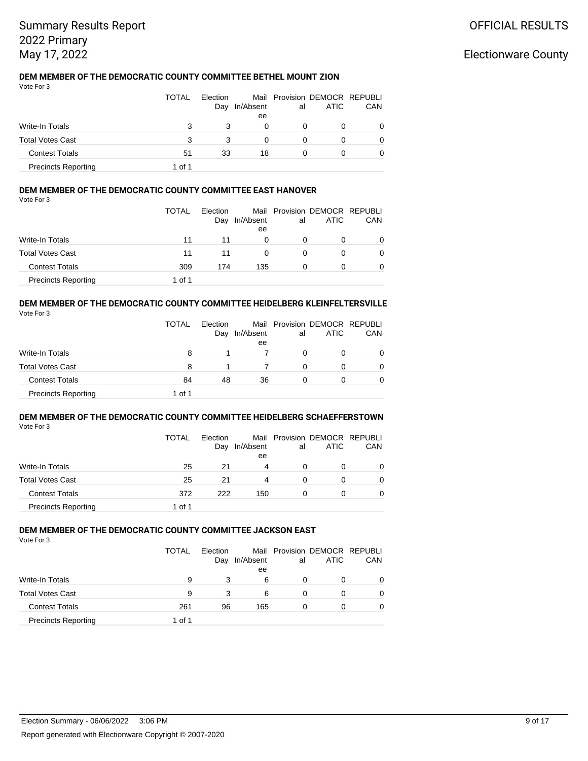## DEM MEMBER OF THE DEMOCRATIC COUNTY COMMITTEE BETHEL MOUNT ZION

Vote For 3

| | TOTAL | Election Day | Mail In/Absentee | Provisional | DEMOCRATIC | REPUBLICAN |
|---|---|---|---|---|---|---|
| Write-In Totals | 3 | 3 | 0 | 0 | 0 | 0 |
| Total Votes Cast | 3 | 3 | 0 | 0 | 0 | 0 |
| Contest Totals | 51 | 33 | 18 | 0 | 0 | 0 |
| Precincts Reporting | 1 of 1 | | | | | |

## DEM MEMBER OF THE DEMOCRATIC COUNTY COMMITTEE EAST HANOVER

Vote For 3

| | TOTAL | Election Day | Mail In/Absentee | Provisional | DEMOCRATIC | REPUBLICAN |
|---|---|---|---|---|---|---|
| Write-In Totals | 11 | 11 | 0 | 0 | 0 | 0 |
| Total Votes Cast | 11 | 11 | 0 | 0 | 0 | 0 |
| Contest Totals | 309 | 174 | 135 | 0 | 0 | 0 |
| Precincts Reporting | 1 of 1 | | | | | |

## DEM MEMBER OF THE DEMOCRATIC COUNTY COMMITTEE HEIDELBERG KLEINFELTERSVILLE

Vote For 3

| | TOTAL | Election Day | Mail In/Absentee | Provisional | DEMOCRATIC | REPUBLICAN |
|---|---|---|---|---|---|---|
| Write-In Totals | 8 | 1 | 7 | 0 | 0 | 0 |
| Total Votes Cast | 8 | 1 | 7 | 0 | 0 | 0 |
| Contest Totals | 84 | 48 | 36 | 0 | 0 | 0 |
| Precincts Reporting | 1 of 1 | | | | | |

## DEM MEMBER OF THE DEMOCRATIC COUNTY COMMITTEE HEIDELBERG SCHAEFFERSTOWN

Vote For 3

| | TOTAL | Election Day | Mail In/Absentee | Provisional | DEMOCRATIC | REPUBLICAN |
|---|---|---|---|---|---|---|
| Write-In Totals | 25 | 21 | 4 | 0 | 0 | 0 |
| Total Votes Cast | 25 | 21 | 4 | 0 | 0 | 0 |
| Contest Totals | 372 | 222 | 150 | 0 | 0 | 0 |
| Precincts Reporting | 1 of 1 | | | | | |

## DEM MEMBER OF THE DEMOCRATIC COUNTY COMMITTEE JACKSON EAST

Vote For 3

| | TOTAL | Election Day | Mail In/Absentee | Provisional | DEMOCRATIC | REPUBLICAN |
|---|---|---|---|---|---|---|
| Write-In Totals | 9 | 3 | 6 | 0 | 0 | 0 |
| Total Votes Cast | 9 | 3 | 6 | 0 | 0 | 0 |
| Contest Totals | 261 | 96 | 165 | 0 | 0 | 0 |
| Precincts Reporting | 1 of 1 | | | | | |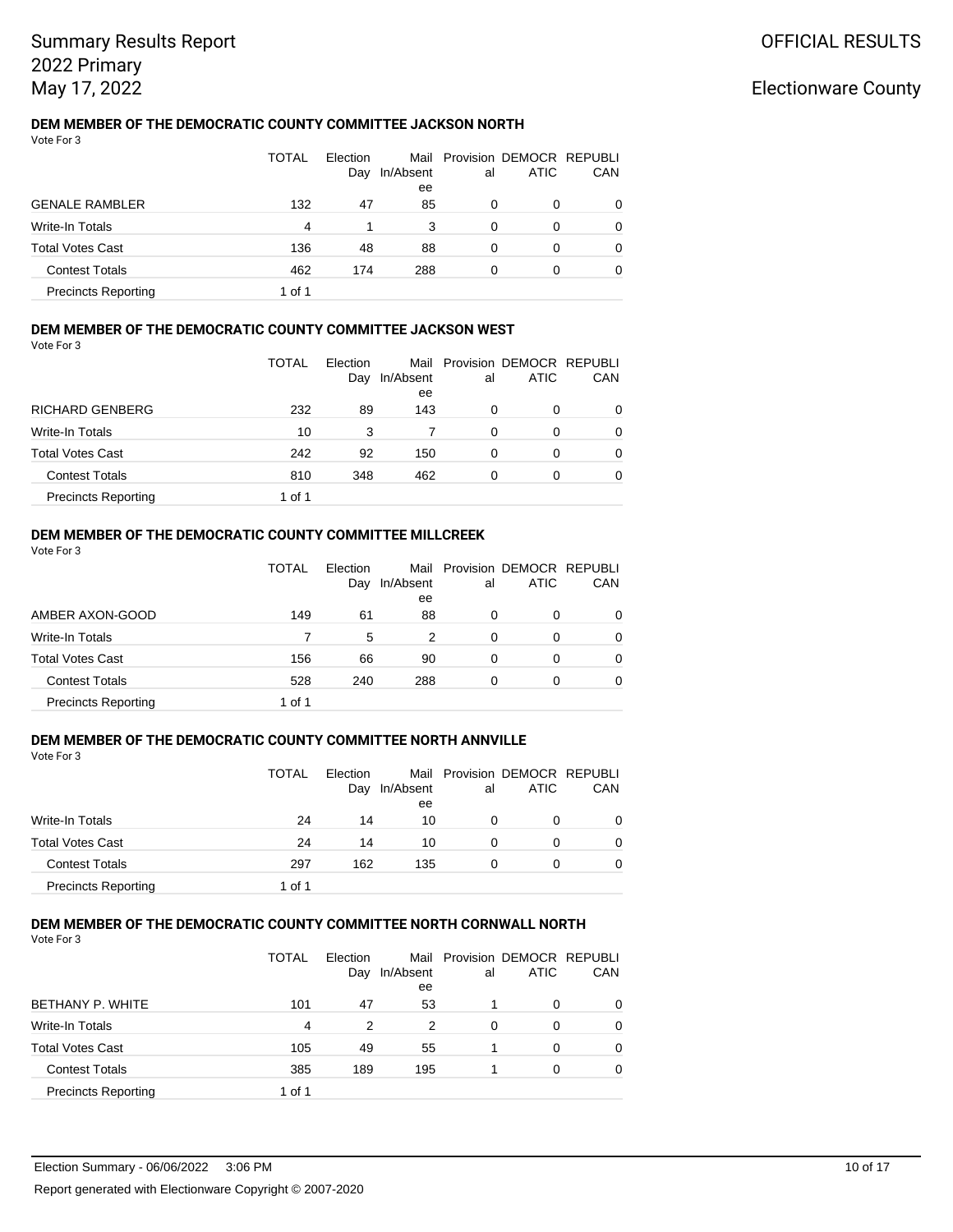# Summary Results Report
# 2022 Primary
# May 17, 2022

OFFICIAL RESULTS

Electionware County

### DEM MEMBER OF THE DEMOCRATIC COUNTY COMMITTEE JACKSON NORTH

Vote For 3

| | TOTAL | Election Day | Mail In/Absentee | Provisional | DEMOCRATIC | REPUBLICAN |
|---|---|---|---|---|---|---|
| GENALE RAMBLER | 132 | 47 | 85 | 0 | 0 | 0 |
| Write-In Totals | 4 | 1 | 3 | 0 | 0 | 0 |
| Total Votes Cast | 136 | 48 | 88 | 0 | 0 | 0 |
| Contest Totals | 462 | 174 | 288 | 0 | 0 | 0 |
| Precincts Reporting | 1 of 1 | | | | | |

### DEM MEMBER OF THE DEMOCRATIC COUNTY COMMITTEE JACKSON WEST

Vote For 3

| | TOTAL | Election Day | Mail In/Absentee | Provisional | DEMOCRATIC | REPUBLICAN |
|---|---|---|---|---|---|---|
| RICHARD GENBERG | 232 | 89 | 143 | 0 | 0 | 0 |
| Write-In Totals | 10 | 3 | 7 | 0 | 0 | 0 |
| Total Votes Cast | 242 | 92 | 150 | 0 | 0 | 0 |
| Contest Totals | 810 | 348 | 462 | 0 | 0 | 0 |
| Precincts Reporting | 1 of 1 | | | | | |

### DEM MEMBER OF THE DEMOCRATIC COUNTY COMMITTEE MILLCREEK

Vote For 3

| | TOTAL | Election Day | Mail In/Absentee | Provisional | DEMOCRATIC | REPUBLICAN |
|---|---|---|---|---|---|---|
| AMBER AXON-GOOD | 149 | 61 | 88 | 0 | 0 | 0 |
| Write-In Totals | 7 | 5 | 2 | 0 | 0 | 0 |
| Total Votes Cast | 156 | 66 | 90 | 0 | 0 | 0 |
| Contest Totals | 528 | 240 | 288 | 0 | 0 | 0 |
| Precincts Reporting | 1 of 1 | | | | | |

### DEM MEMBER OF THE DEMOCRATIC COUNTY COMMITTEE NORTH ANNVILLE

Vote For 3

| | TOTAL | Election Day | Mail In/Absentee | Provisional | DEMOCRATIC | REPUBLICAN |
|---|---|---|---|---|---|---|
| Write-In Totals | 24 | 14 | 10 | 0 | 0 | 0 |
| Total Votes Cast | 24 | 14 | 10 | 0 | 0 | 0 |
| Contest Totals | 297 | 162 | 135 | 0 | 0 | 0 |
| Precincts Reporting | 1 of 1 | | | | | |

### DEM MEMBER OF THE DEMOCRATIC COUNTY COMMITTEE NORTH CORNWALL NORTH

Vote For 3

| | TOTAL | Election Day | Mail In/Absentee | Provisional | DEMOCRATIC | REPUBLICAN |
|---|---|---|---|---|---|---|
| BETHANY P. WHITE | 101 | 47 | 53 | 1 | 0 | 0 |
| Write-In Totals | 4 | 2 | 2 | 0 | 0 | 0 |
| Total Votes Cast | 105 | 49 | 55 | 1 | 0 | 0 |
| Contest Totals | 385 | 189 | 195 | 1 | 0 | 0 |
| Precincts Reporting | 1 of 1 | | | | | |

Election Summary - 06/06/2022 3:06 PM

Report generated with Electionware Copyright © 2007-2020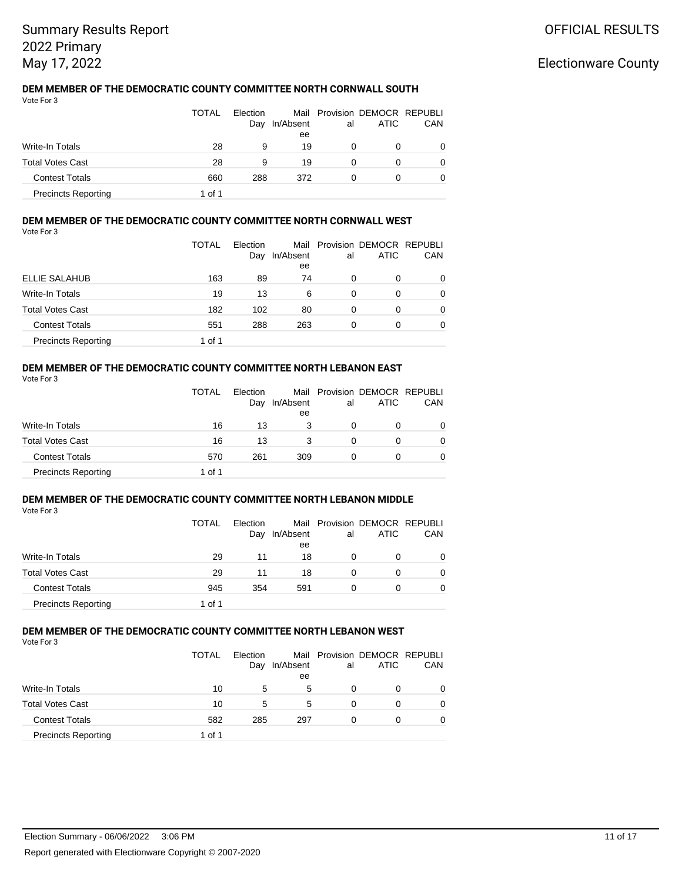# Summary Results Report
# 2022 Primary
# May 17, 2022

OFFICIAL RESULTS

Electionware County

### DEM MEMBER OF THE DEMOCRATIC COUNTY COMMITTEE NORTH CORNWALL SOUTH

Vote For 3

| | TOTAL | Election Day | Mail In/Absentee | Provisional | DEMOCRATIC | REPUBLICAN |
|---|---|---|---|---|---|---|
| Write-In Totals | 28 | 9 | 19 | 0 | 0 | 0 |
| Total Votes Cast | 28 | 9 | 19 | 0 | 0 | 0 |
| Contest Totals | 660 | 288 | 372 | 0 | 0 | 0 |
| Precincts Reporting | 1 of 1 | | | | | |

### DEM MEMBER OF THE DEMOCRATIC COUNTY COMMITTEE NORTH CORNWALL WEST

Vote For 3

| | TOTAL | Election Day | Mail In/Absentee | Provisional | DEMOCRATIC | REPUBLICAN |
|---|---|---|---|---|---|---|
| ELLIE SALAHUB | 163 | 89 | 74 | 0 | 0 | 0 |
| Write-In Totals | 19 | 13 | 6 | 0 | 0 | 0 |
| Total Votes Cast | 182 | 102 | 80 | 0 | 0 | 0 |
| Contest Totals | 551 | 288 | 263 | 0 | 0 | 0 |
| Precincts Reporting | 1 of 1 | | | | | |

### DEM MEMBER OF THE DEMOCRATIC COUNTY COMMITTEE NORTH LEBANON EAST

Vote For 3

| | TOTAL | Election Day | Mail In/Absentee | Provisional | DEMOCRATIC | REPUBLICAN |
|---|---|---|---|---|---|---|
| Write-In Totals | 16 | 13 | 3 | 0 | 0 | 0 |
| Total Votes Cast | 16 | 13 | 3 | 0 | 0 | 0 |
| Contest Totals | 570 | 261 | 309 | 0 | 0 | 0 |
| Precincts Reporting | 1 of 1 | | | | | |

### DEM MEMBER OF THE DEMOCRATIC COUNTY COMMITTEE NORTH LEBANON MIDDLE

Vote For 3

| | TOTAL | Election Day | Mail In/Absentee | Provisional | DEMOCRATIC | REPUBLICAN |
|---|---|---|---|---|---|---|
| Write-In Totals | 29 | 11 | 18 | 0 | 0 | 0 |
| Total Votes Cast | 29 | 11 | 18 | 0 | 0 | 0 |
| Contest Totals | 945 | 354 | 591 | 0 | 0 | 0 |
| Precincts Reporting | 1 of 1 | | | | | |

### DEM MEMBER OF THE DEMOCRATIC COUNTY COMMITTEE NORTH LEBANON WEST

Vote For 3

| | TOTAL | Election Day | Mail In/Absentee | Provisional | DEMOCRATIC | REPUBLICAN |
|---|---|---|---|---|---|---|
| Write-In Totals | 10 | 5 | 5 | 0 | 0 | 0 |
| Total Votes Cast | 10 | 5 | 5 | 0 | 0 | 0 |
| Contest Totals | 582 | 285 | 297 | 0 | 0 | 0 |
| Precincts Reporting | 1 of 1 | | | | | |

Election Summary - 06/06/2022 3:06 PM

Report generated with Electionware Copyright © 2007-2020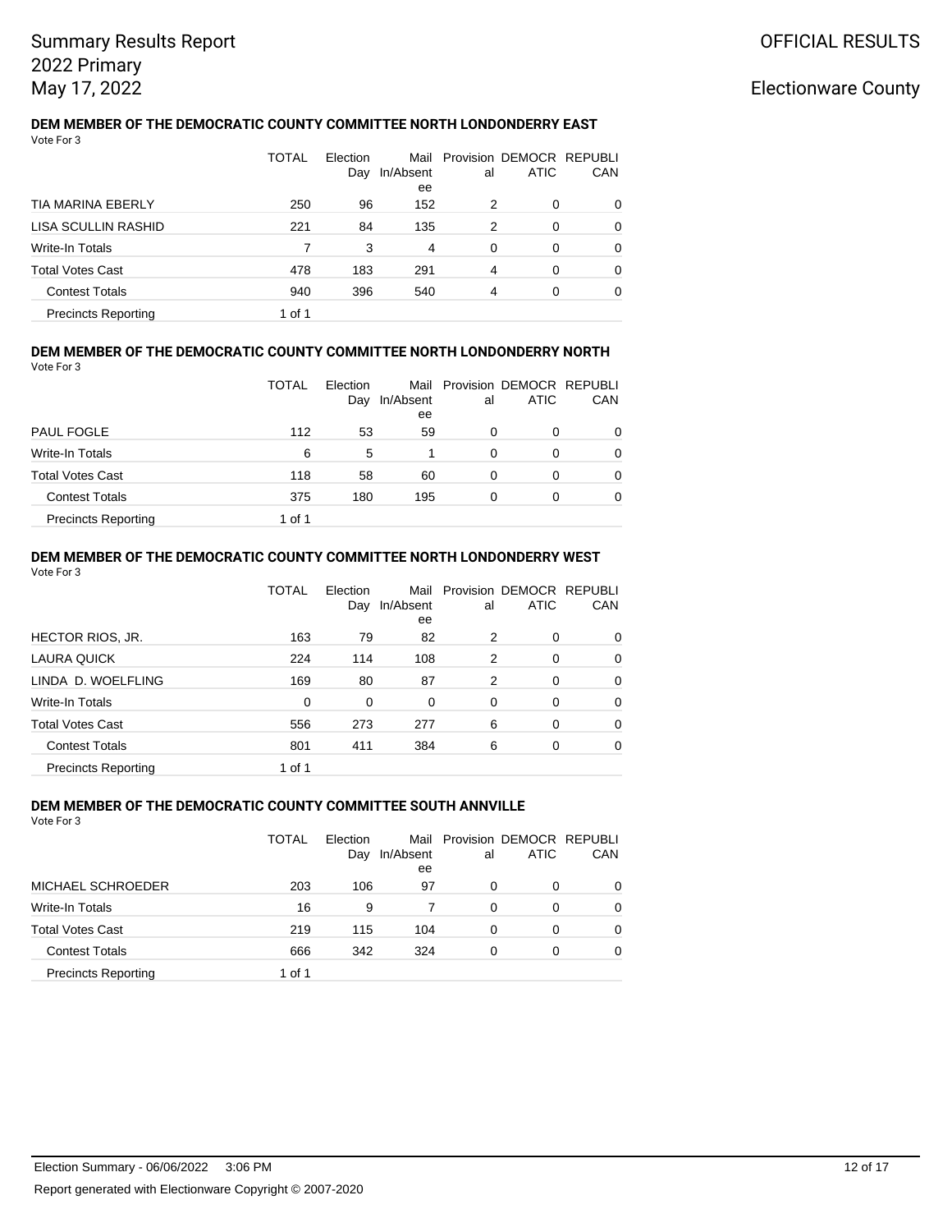### DEM MEMBER OF THE DEMOCRATIC COUNTY COMMITTEE NORTH LONDONDERRY EAST

Vote For 3

| | TOTAL | Election Day | Mail In/Absentee | Provisional | DEMOCRATIC | REPUBLICAN |
|---|---|---|---|---|---|---|
| TIA MARINA EBERLY | 250 | 96 | 152 | 2 | 0 | 0 |
| LISA SCULLIN RASHID | 221 | 84 | 135 | 2 | 0 | 0 |
| Write-In Totals | 7 | 3 | 4 | 0 | 0 | 0 |
| Total Votes Cast | 478 | 183 | 291 | 4 | 0 | 0 |
| Contest Totals | 940 | 396 | 540 | 4 | 0 | 0 |
| Precincts Reporting | 1 of 1 | | | | | |

### DEM MEMBER OF THE DEMOCRATIC COUNTY COMMITTEE NORTH LONDONDERRY NORTH

Vote For 3

| | TOTAL | Election Day | Mail In/Absentee | Provisional | DEMOCRATIC | REPUBLICAN |
|---|---|---|---|---|---|---|
| PAUL FOGLE | 112 | 53 | 59 | 0 | 0 | 0 |
| Write-In Totals | 6 | 5 | 1 | 0 | 0 | 0 |
| Total Votes Cast | 118 | 58 | 60 | 0 | 0 | 0 |
| Contest Totals | 375 | 180 | 195 | 0 | 0 | 0 |
| Precincts Reporting | 1 of 1 | | | | | |

### DEM MEMBER OF THE DEMOCRATIC COUNTY COMMITTEE NORTH LONDONDERRY WEST

Vote For 3

| | TOTAL | Election Day | Mail In/Absentee | Provisional | DEMOCRATIC | REPUBLICAN |
|---|---|---|---|---|---|---|
| HECTOR RIOS, JR. | 163 | 79 | 82 | 2 | 0 | 0 |
| LAURA QUICK | 224 | 114 | 108 | 2 | 0 | 0 |
| LINDA D. WOELFLING | 169 | 80 | 87 | 2 | 0 | 0 |
| Write-In Totals | 0 | 0 | 0 | 0 | 0 | 0 |
| Total Votes Cast | 556 | 273 | 277 | 6 | 0 | 0 |
| Contest Totals | 801 | 411 | 384 | 6 | 0 | 0 |
| Precincts Reporting | 1 of 1 | | | | | |

### DEM MEMBER OF THE DEMOCRATIC COUNTY COMMITTEE SOUTH ANNVILLE

Vote For 3

| | TOTAL | Election Day | Mail In/Absentee | Provisional | DEMOCRATIC | REPUBLICAN |
|---|---|---|---|---|---|---|
| MICHAEL SCHROEDER | 203 | 106 | 97 | 0 | 0 | 0 |
| Write-In Totals | 16 | 9 | 7 | 0 | 0 | 0 |
| Total Votes Cast | 219 | 115 | 104 | 0 | 0 | 0 |
| Contest Totals | 666 | 342 | 324 | 0 | 0 | 0 |
| Precincts Reporting | 1 of 1 | | | | | |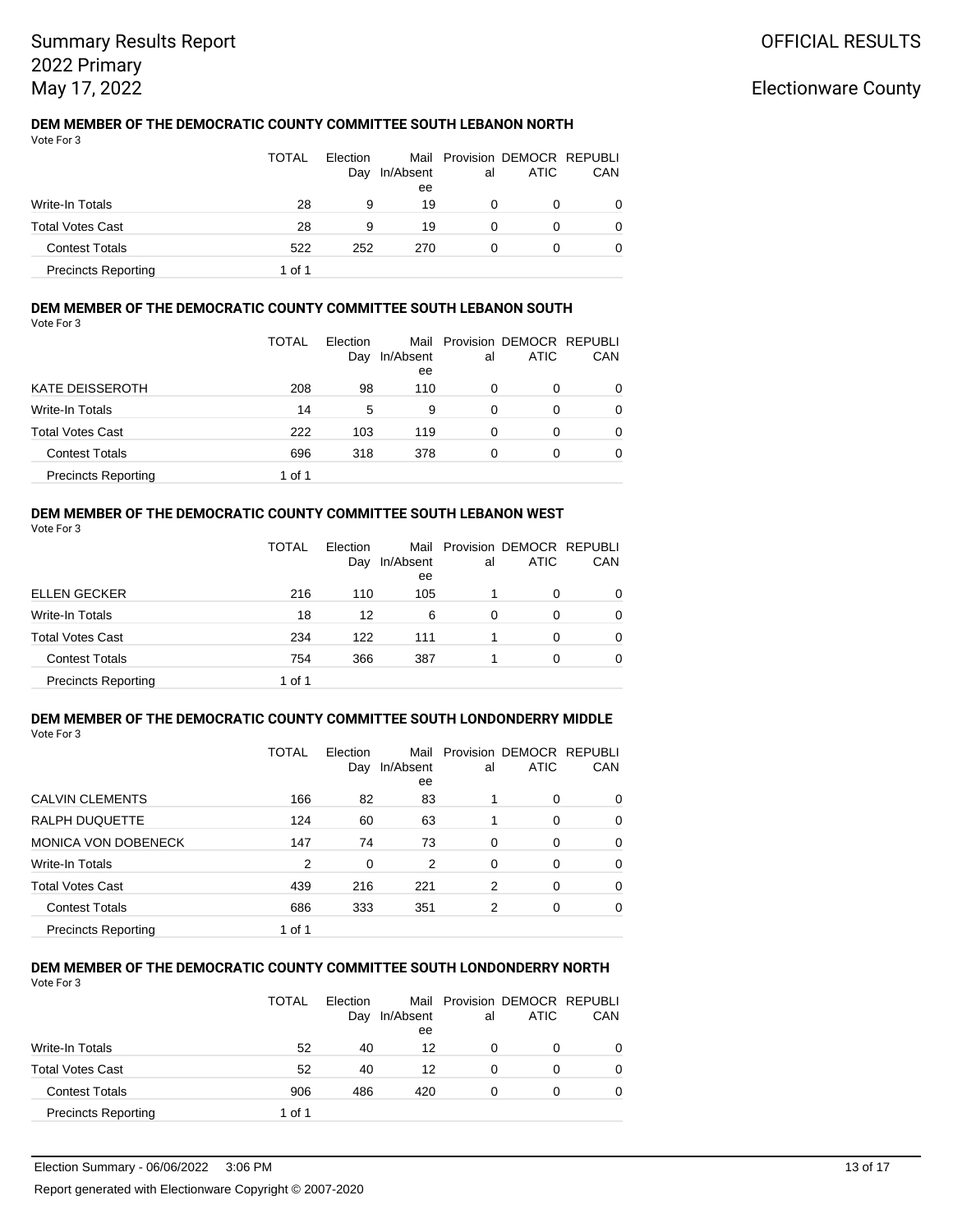### DEM MEMBER OF THE DEMOCRATIC COUNTY COMMITTEE SOUTH LEBANON NORTH

Vote For 3

| | TOTAL | Election Day | Mail In/Absentee | Provisional | DEMOCRATIC | REPUBLICAN |
|---|---|---|---|---|---|---|
| Write-In Totals | 28 | 9 | 19 | 0 | 0 | 0 |
| Total Votes Cast | 28 | 9 | 19 | 0 | 0 | 0 |
| Contest Totals | 522 | 252 | 270 | 0 | 0 | 0 |
| Precincts Reporting | 1 of 1 | | | | | |

### DEM MEMBER OF THE DEMOCRATIC COUNTY COMMITTEE SOUTH LEBANON SOUTH

Vote For 3

| | TOTAL | Election Day | Mail In/Absentee | Provisional | DEMOCRATIC | REPUBLICAN |
|---|---|---|---|---|---|---|
| KATE DEISSEROTH | 208 | 98 | 110 | 0 | 0 | 0 |
| Write-In Totals | 14 | 5 | 9 | 0 | 0 | 0 |
| Total Votes Cast | 222 | 103 | 119 | 0 | 0 | 0 |
| Contest Totals | 696 | 318 | 378 | 0 | 0 | 0 |
| Precincts Reporting | 1 of 1 | | | | | |

### DEM MEMBER OF THE DEMOCRATIC COUNTY COMMITTEE SOUTH LEBANON WEST

Vote For 3

| | TOTAL | Election Day | Mail In/Absentee | Provisional | DEMOCRATIC | REPUBLICAN |
|---|---|---|---|---|---|---|
| ELLEN GECKER | 216 | 110 | 105 | 1 | 0 | 0 |
| Write-In Totals | 18 | 12 | 6 | 0 | 0 | 0 |
| Total Votes Cast | 234 | 122 | 111 | 1 | 0 | 0 |
| Contest Totals | 754 | 366 | 387 | 1 | 0 | 0 |
| Precincts Reporting | 1 of 1 | | | | | |

### DEM MEMBER OF THE DEMOCRATIC COUNTY COMMITTEE SOUTH LONDONDERRY MIDDLE

Vote For 3

| | TOTAL | Election Day | Mail In/Absentee | Provisional | DEMOCRATIC | REPUBLICAN |
|---|---|---|---|---|---|---|
| CALVIN CLEMENTS | 166 | 82 | 83 | 1 | 0 | 0 |
| RALPH DUQUETTE | 124 | 60 | 63 | 1 | 0 | 0 |
| MONICA VON DOBENECK | 147 | 74 | 73 | 0 | 0 | 0 |
| Write-In Totals | 2 | 0 | 2 | 0 | 0 | 0 |
| Total Votes Cast | 439 | 216 | 221 | 2 | 0 | 0 |
| Contest Totals | 686 | 333 | 351 | 2 | 0 | 0 |
| Precincts Reporting | 1 of 1 | | | | | |

### DEM MEMBER OF THE DEMOCRATIC COUNTY COMMITTEE SOUTH LONDONDERRY NORTH

Vote For 3

| | TOTAL | Election Day | Mail In/Absentee | Provisional | DEMOCRATIC | REPUBLICAN |
|---|---|---|---|---|---|---|
| Write-In Totals | 52 | 40 | 12 | 0 | 0 | 0 |
| Total Votes Cast | 52 | 40 | 12 | 0 | 0 | 0 |
| Contest Totals | 906 | 486 | 420 | 0 | 0 | 0 |
| Precincts Reporting | 1 of 1 | | | | | |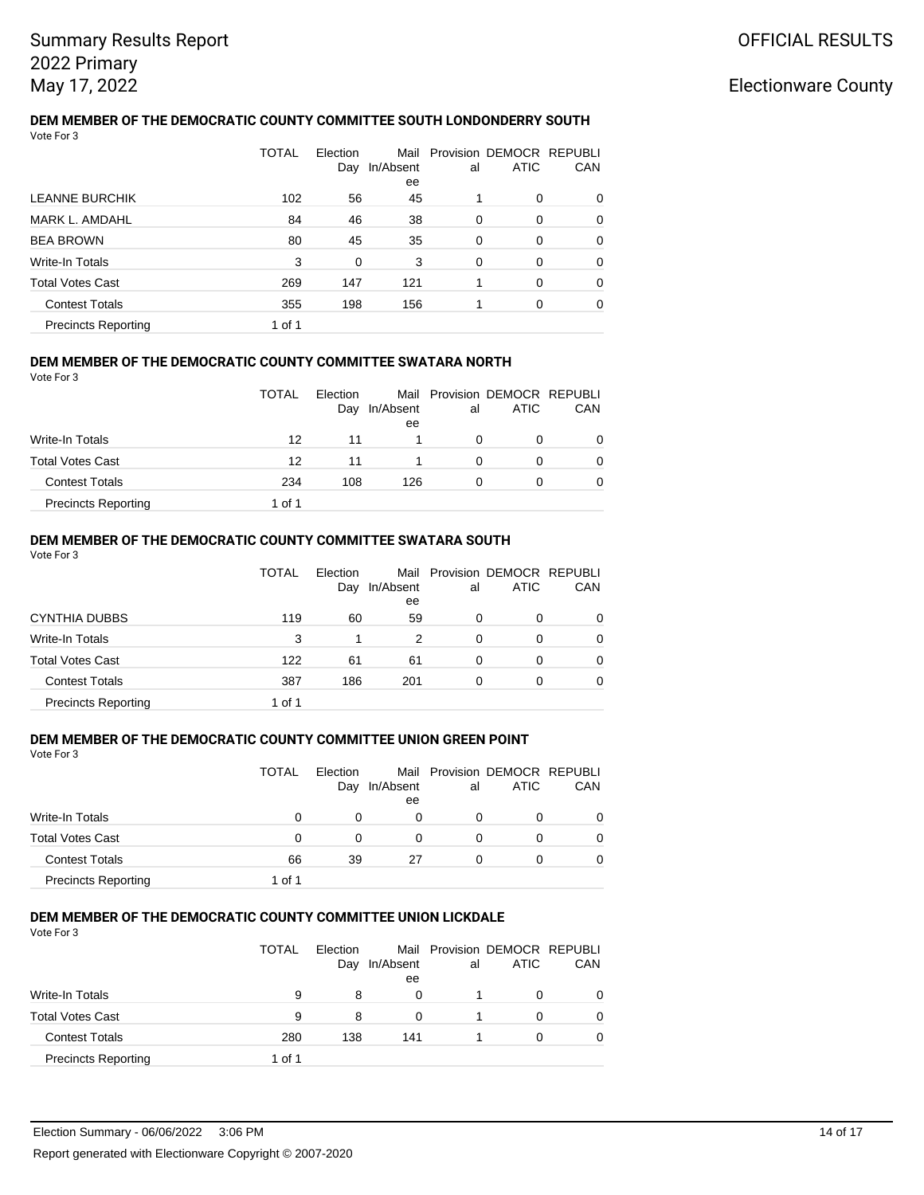# Summary Results Report
# 2022 Primary
# May 17, 2022

OFFICIAL RESULTS

Electionware County

### DEM MEMBER OF THE DEMOCRATIC COUNTY COMMITTEE SOUTH LONDONDERRY SOUTH

Vote For 3

| | TOTAL | Election Day | Mail In/Absentee | Provisional | DEMOCRATIC | REPUBLICAN |
|---|---|---|---|---|---|---|
| LEANNE BURCHIK | 102 | 56 | 45 | 1 | 0 | 0 |
| MARK L. AMDAHL | 84 | 46 | 38 | 0 | 0 | 0 |
| BEA BROWN | 80 | 45 | 35 | 0 | 0 | 0 |
| Write-In Totals | 3 | 0 | 3 | 0 | 0 | 0 |
| Total Votes Cast | 269 | 147 | 121 | 1 | 0 | 0 |
| Contest Totals | 355 | 198 | 156 | 1 | 0 | 0 |
| Precincts Reporting | 1 of 1 | | | | | |

### DEM MEMBER OF THE DEMOCRATIC COUNTY COMMITTEE SWATARA NORTH

Vote For 3

| | TOTAL | Election Day | Mail In/Absentee | Provisional | DEMOCRATIC | REPUBLICAN |
|---|---|---|---|---|---|---|
| Write-In Totals | 12 | 11 | 1 | 0 | 0 | 0 |
| Total Votes Cast | 12 | 11 | 1 | 0 | 0 | 0 |
| Contest Totals | 234 | 108 | 126 | 0 | 0 | 0 |
| Precincts Reporting | 1 of 1 | | | | | |

### DEM MEMBER OF THE DEMOCRATIC COUNTY COMMITTEE SWATARA SOUTH

Vote For 3

| | TOTAL | Election Day | Mail In/Absentee | Provisional | DEMOCRATIC | REPUBLICAN |
|---|---|---|---|---|---|---|
| CYNTHIA DUBBS | 119 | 60 | 59 | 0 | 0 | 0 |
| Write-In Totals | 3 | 1 | 2 | 0 | 0 | 0 |
| Total Votes Cast | 122 | 61 | 61 | 0 | 0 | 0 |
| Contest Totals | 387 | 186 | 201 | 0 | 0 | 0 |
| Precincts Reporting | 1 of 1 | | | | | |

### DEM MEMBER OF THE DEMOCRATIC COUNTY COMMITTEE UNION GREEN POINT

Vote For 3

| | TOTAL | Election Day | Mail In/Absentee | Provisional | DEMOCRATIC | REPUBLICAN |
|---|---|---|---|---|---|---|
| Write-In Totals | 0 | 0 | 0 | 0 | 0 | 0 |
| Total Votes Cast | 0 | 0 | 0 | 0 | 0 | 0 |
| Contest Totals | 66 | 39 | 27 | 0 | 0 | 0 |
| Precincts Reporting | 1 of 1 | | | | | |

### DEM MEMBER OF THE DEMOCRATIC COUNTY COMMITTEE UNION LICKDALE

Vote For 3

| | TOTAL | Election Day | Mail In/Absentee | Provisional | DEMOCRATIC | REPUBLICAN |
|---|---|---|---|---|---|---|
| Write-In Totals | 9 | 8 | 0 | 1 | 0 | 0 |
| Total Votes Cast | 9 | 8 | 0 | 1 | 0 | 0 |
| Contest Totals | 280 | 138 | 141 | 1 | 0 | 0 |
| Precincts Reporting | 1 of 1 | | | | | |

Election Summary - 06/06/2022 3:06 PM

Report generated with Electionware Copyright © 2007-2020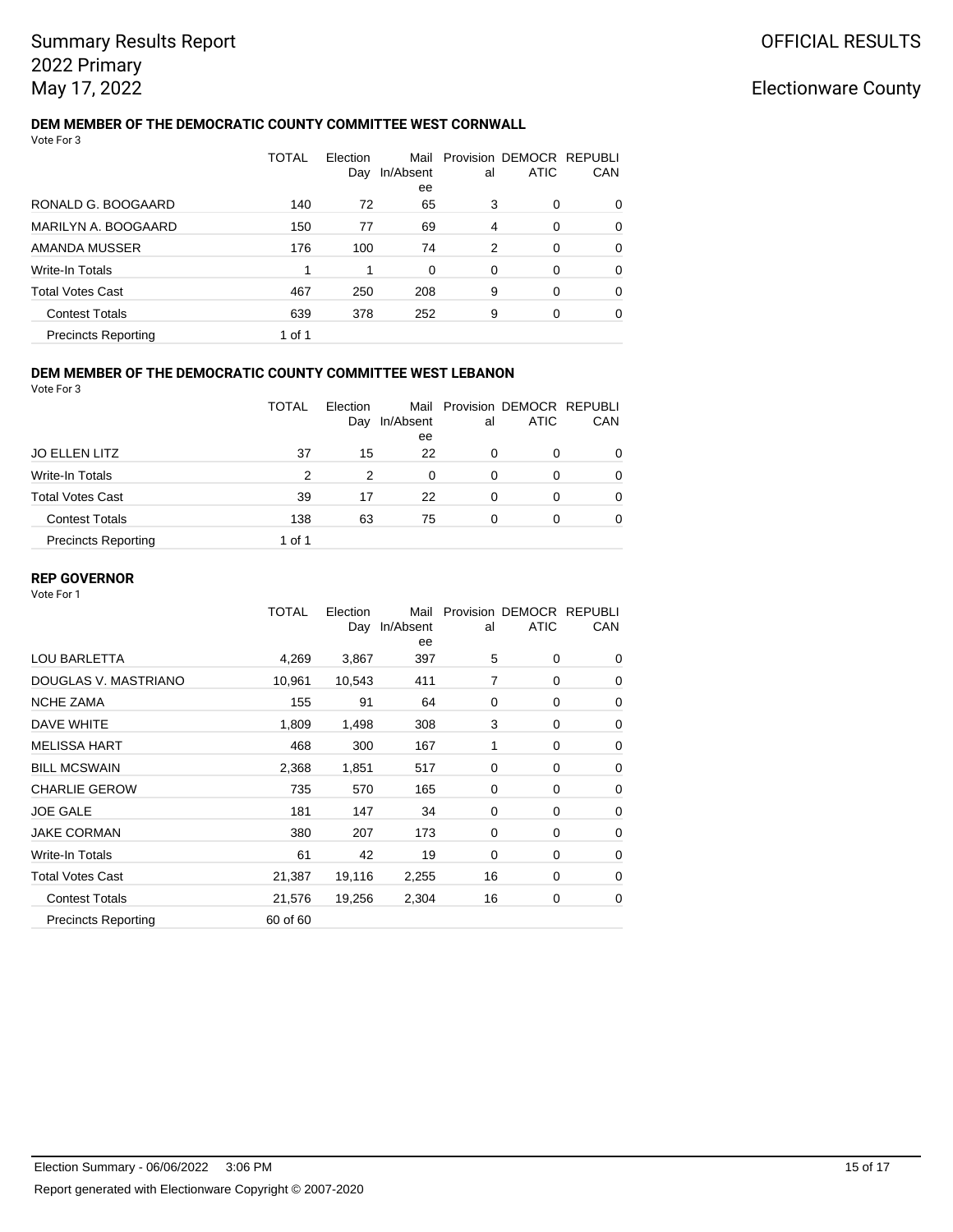# Summary Results Report
## 2022 Primary
## May 17, 2022

OFFICIAL RESULTS

Electionware County

### DEM MEMBER OF THE DEMOCRATIC COUNTY COMMITTEE WEST CORNWALL

Vote For 3

| | TOTAL | Election Day | Mail In/Absentee | Provisional | DEMOCRATIC | REPUBLICAN |
|---|---|---|---|---|---|---|
| RONALD G. BOOGAARD | 140 | 72 | 65 | 3 | 0 | 0 |
| MARILYN A. BOOGAARD | 150 | 77 | 69 | 4 | 0 | 0 |
| AMANDA MUSSER | 176 | 100 | 74 | 2 | 0 | 0 |
| Write-In Totals | 1 | 1 | 0 | 0 | 0 | 0 |
| Total Votes Cast | 467 | 250 | 208 | 9 | 0 | 0 |
| Contest Totals | 639 | 378 | 252 | 9 | 0 | 0 |
| Precincts Reporting | 1 of 1 | | | | | |

### DEM MEMBER OF THE DEMOCRATIC COUNTY COMMITTEE WEST LEBANON

Vote For 3

| | TOTAL | Election Day | Mail In/Absentee | Provisional | DEMOCRATIC | REPUBLICAN |
|---|---|---|---|---|---|---|
| JO ELLEN LITZ | 37 | 15 | 22 | 0 | 0 | 0 |
| Write-In Totals | 2 | 2 | 0 | 0 | 0 | 0 |
| Total Votes Cast | 39 | 17 | 22 | 0 | 0 | 0 |
| Contest Totals | 138 | 63 | 75 | 0 | 0 | 0 |
| Precincts Reporting | 1 of 1 | | | | | |

### REP GOVERNOR

Vote For 1

| | TOTAL | Election Day | Mail In/Absentee | Provisional | DEMOCRATIC | REPUBLICAN |
|---|---|---|---|---|---|---|
| LOU BARLETTA | 4,269 | 3,867 | 397 | 5 | 0 | 0 |
| DOUGLAS V. MASTRIANO | 10,961 | 10,543 | 411 | 7 | 0 | 0 |
| NCHE ZAMA | 155 | 91 | 64 | 0 | 0 | 0 |
| DAVE WHITE | 1,809 | 1,498 | 308 | 3 | 0 | 0 |
| MELISSA HART | 468 | 300 | 167 | 1 | 0 | 0 |
| BILL MCSWAIN | 2,368 | 1,851 | 517 | 0 | 0 | 0 |
| CHARLIE GEROW | 735 | 570 | 165 | 0 | 0 | 0 |
| JOE GALE | 181 | 147 | 34 | 0 | 0 | 0 |
| JAKE CORMAN | 380 | 207 | 173 | 0 | 0 | 0 |
| Write-In Totals | 61 | 42 | 19 | 0 | 0 | 0 |
| Total Votes Cast | 21,387 | 19,116 | 2,255 | 16 | 0 | 0 |
| Contest Totals | 21,576 | 19,256 | 2,304 | 16 | 0 | 0 |
| Precincts Reporting | 60 of 60 | | | | | |

Election Summary - 06/06/2022 3:06 PM

Report generated with Electionware Copyright © 2007-2020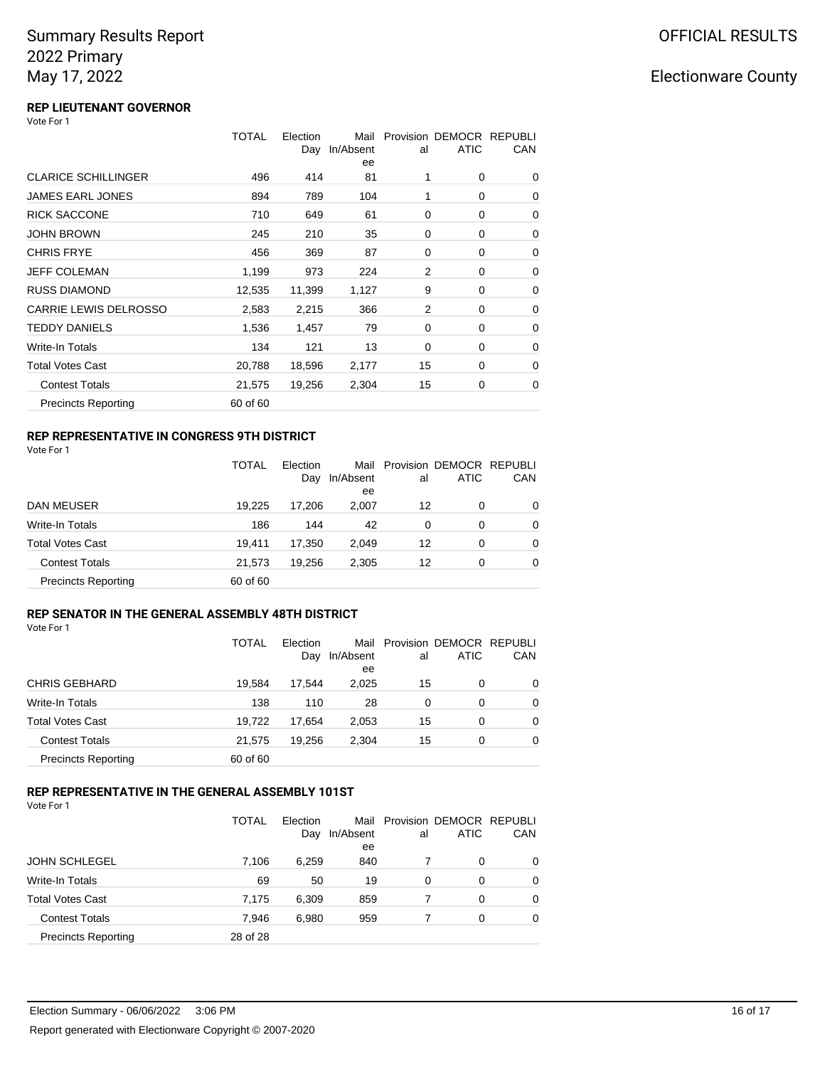# Summary Results Report
## 2022 Primary
## May 17, 2022

OFFICIAL RESULTS

Electionware County

### REP LIEUTENANT GOVERNOR

Vote For 1

| | TOTAL | Election Day | Mail In/Absentee | Provisional | DEMOCRATIC | REPUBLICAN |
|---|---|---|---|---|---|---|
| CLARICE SCHILLINGER | 496 | 414 | 81 | 1 | 0 | 0 |
| JAMES EARL JONES | 894 | 789 | 104 | 1 | 0 | 0 |
| RICK SACCONE | 710 | 649 | 61 | 0 | 0 | 0 |
| JOHN BROWN | 245 | 210 | 35 | 0 | 0 | 0 |
| CHRIS FRYE | 456 | 369 | 87 | 0 | 0 | 0 |
| JEFF COLEMAN | 1,199 | 973 | 224 | 2 | 0 | 0 |
| RUSS DIAMOND | 12,535 | 11,399 | 1,127 | 9 | 0 | 0 |
| CARRIE LEWIS DELROSSO | 2,583 | 2,215 | 366 | 2 | 0 | 0 |
| TEDDY DANIELS | 1,536 | 1,457 | 79 | 0 | 0 | 0 |
| Write-In Totals | 134 | 121 | 13 | 0 | 0 | 0 |
| Total Votes Cast | 20,788 | 18,596 | 2,177 | 15 | 0 | 0 |
| Contest Totals | 21,575 | 19,256 | 2,304 | 15 | 0 | 0 |
| Precincts Reporting | 60 of 60 | | | | | |

### REP REPRESENTATIVE IN CONGRESS 9TH DISTRICT

Vote For 1

| | TOTAL | Election Day | Mail In/Absentee | Provisional | DEMOCRATIC | REPUBLICAN |
|---|---|---|---|---|---|---|
| DAN MEUSER | 19,225 | 17,206 | 2,007 | 12 | 0 | 0 |
| Write-In Totals | 186 | 144 | 42 | 0 | 0 | 0 |
| Total Votes Cast | 19,411 | 17,350 | 2,049 | 12 | 0 | 0 |
| Contest Totals | 21,573 | 19,256 | 2,305 | 12 | 0 | 0 |
| Precincts Reporting | 60 of 60 | | | | | |

### REP SENATOR IN THE GENERAL ASSEMBLY 48TH DISTRICT

Vote For 1

| | TOTAL | Election Day | Mail In/Absentee | Provisional | DEMOCRATIC | REPUBLICAN |
|---|---|---|---|---|---|---|
| CHRIS GEBHARD | 19,584 | 17,544 | 2,025 | 15 | 0 | 0 |
| Write-In Totals | 138 | 110 | 28 | 0 | 0 | 0 |
| Total Votes Cast | 19,722 | 17,654 | 2,053 | 15 | 0 | 0 |
| Contest Totals | 21,575 | 19,256 | 2,304 | 15 | 0 | 0 |
| Precincts Reporting | 60 of 60 | | | | | |

### REP REPRESENTATIVE IN THE GENERAL ASSEMBLY 101ST

Vote For 1

| | TOTAL | Election Day | Mail In/Absentee | Provisional | DEMOCRATIC | REPUBLICAN |
|---|---|---|---|---|---|---|
| JOHN SCHLEGEL | 7,106 | 6,259 | 840 | 7 | 0 | 0 |
| Write-In Totals | 69 | 50 | 19 | 0 | 0 | 0 |
| Total Votes Cast | 7,175 | 6,309 | 859 | 7 | 0 | 0 |
| Contest Totals | 7,946 | 6,980 | 959 | 7 | 0 | 0 |
| Precincts Reporting | 28 of 28 | | | | | |

Election Summary - 06/06/2022 3:06 PM

Report generated with Electionware Copyright © 2007-2020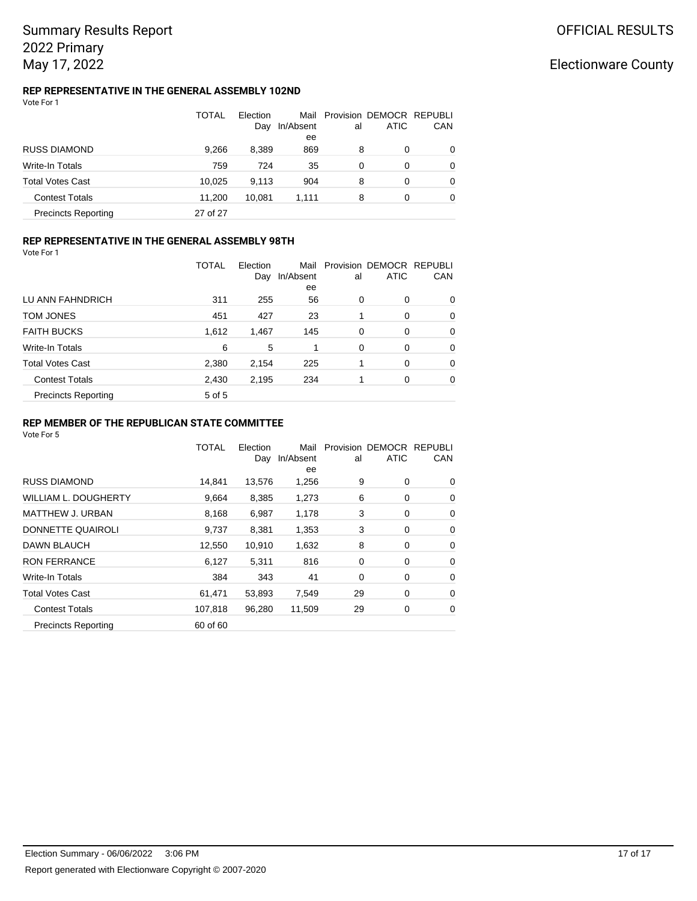# Summary Results Report
# 2022 Primary
# May 17, 2022

OFFICIAL RESULTS

Electionware County

### REP REPRESENTATIVE IN THE GENERAL ASSEMBLY 102ND

Vote For 1

| | TOTAL | Election Day | Mail In/Absentee | Provisional | DEMOCRATIC | REPUBLICAN |
|---|---|---|---|---|---|---|
| RUSS DIAMOND | 9,266 | 8,389 | 869 | 8 | 0 | 0 |
| Write-In Totals | 759 | 724 | 35 | 0 | 0 | 0 |
| Total Votes Cast | 10,025 | 9,113 | 904 | 8 | 0 | 0 |
| Contest Totals | 11,200 | 10,081 | 1,111 | 8 | 0 | 0 |
| Precincts Reporting | 27 of 27 | | | | | |

### REP REPRESENTATIVE IN THE GENERAL ASSEMBLY 98TH

Vote For 1

| | TOTAL | Election Day | Mail In/Absentee | Provisional | DEMOCRATIC | REPUBLICAN |
|---|---|---|---|---|---|---|
| LU ANN FAHNDRICH | 311 | 255 | 56 | 0 | 0 | 0 |
| TOM JONES | 451 | 427 | 23 | 1 | 0 | 0 |
| FAITH BUCKS | 1,612 | 1,467 | 145 | 0 | 0 | 0 |
| Write-In Totals | 6 | 5 | 1 | 0 | 0 | 0 |
| Total Votes Cast | 2,380 | 2,154 | 225 | 1 | 0 | 0 |
| Contest Totals | 2,430 | 2,195 | 234 | 1 | 0 | 0 |
| Precincts Reporting | 5 of 5 | | | | | |

### REP MEMBER OF THE REPUBLICAN STATE COMMITTEE

Vote For 5

| | TOTAL | Election Day | Mail In/Absentee | Provisional | DEMOCRATIC | REPUBLICAN |
|---|---|---|---|---|---|---|
| RUSS DIAMOND | 14,841 | 13,576 | 1,256 | 9 | 0 | 0 |
| WILLIAM L. DOUGHERTY | 9,664 | 8,385 | 1,273 | 6 | 0 | 0 |
| MATTHEW J. URBAN | 8,168 | 6,987 | 1,178 | 3 | 0 | 0 |
| DONNETTE QUAIROLI | 9,737 | 8,381 | 1,353 | 3 | 0 | 0 |
| DAWN BLAUCH | 12,550 | 10,910 | 1,632 | 8 | 0 | 0 |
| RON FERRANCE | 6,127 | 5,311 | 816 | 0 | 0 | 0 |
| Write-In Totals | 384 | 343 | 41 | 0 | 0 | 0 |
| Total Votes Cast | 61,471 | 53,893 | 7,549 | 29 | 0 | 0 |
| Contest Totals | 107,818 | 96,280 | 11,509 | 29 | 0 | 0 |
| Precincts Reporting | 60 of 60 | | | | | |

Election Summary - 06/06/2022 3:06 PM

Report generated with Electionware Copyright © 2007-2020